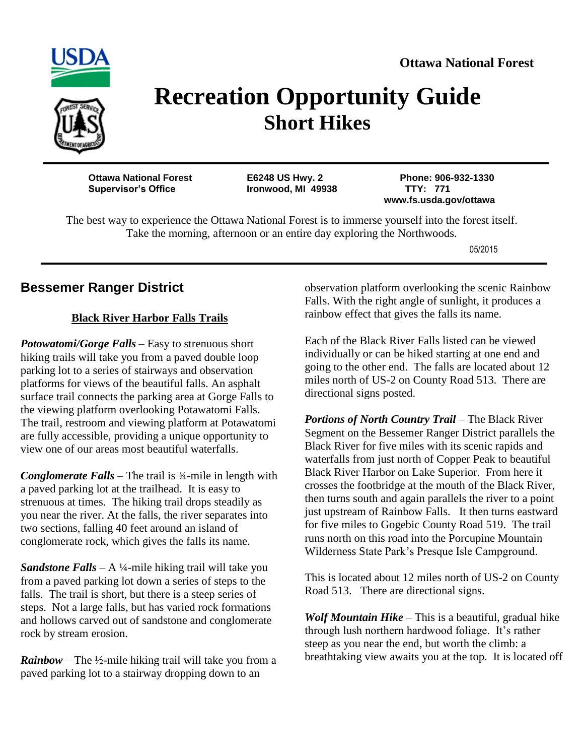**Ottawa National Forest**

# Recreation Opportunity Guide
## Short Hikes

**Ottawa National Forest Supervisor's Office**
**E6248 US Hwy. 2, Ironwood, MI 49938**
**Phone: 906-932-1330**
**TTY: 771**
**www.fs.usda.gov/ottawa**

The best way to experience the Ottawa National Forest is to immerse yourself into the forest itself. Take the morning, afternoon or an entire day exploring the Northwoods.

05/2015

## Bessemer Ranger District

### Black River Harbor Falls Trails

***Potowatomi/Gorge Falls*** – Easy to strenuous short hiking trails will take you from a paved double loop parking lot to a series of stairways and observation platforms for views of the beautiful falls. An asphalt surface trail connects the parking area at Gorge Falls to the viewing platform overlooking Potawatomi Falls. The trail, restroom and viewing platform at Potawatomi are fully accessible, providing a unique opportunity to view one of our areas most beautiful waterfalls.

***Conglomerate Falls*** – The trail is ¾-mile in length with a paved parking lot at the trailhead. It is easy to strenuous at times. The hiking trail drops steadily as you near the river. At the falls, the river separates into two sections, falling 40 feet around an island of conglomerate rock, which gives the falls its name.

***Sandstone Falls*** – A ¼-mile hiking trail will take you from a paved parking lot down a series of steps to the falls. The trail is short, but there is a steep series of steps. Not a large falls, but has varied rock formations and hollows carved out of sandstone and conglomerate rock by stream erosion.

***Rainbow*** – The ½-mile hiking trail will take you from a paved parking lot to a stairway dropping down to an observation platform overlooking the scenic Rainbow Falls. With the right angle of sunlight, it produces a rainbow effect that gives the falls its name.

Each of the Black River Falls listed can be viewed individually or can be hiked starting at one end and going to the other end. The falls are located about 12 miles north of US-2 on County Road 513. There are directional signs posted.

***Portions of North Country Trail*** – The Black River Segment on the Bessemer Ranger District parallels the Black River for five miles with its scenic rapids and waterfalls from just north of Copper Peak to beautiful Black River Harbor on Lake Superior. From here it crosses the footbridge at the mouth of the Black River, then turns south and again parallels the river to a point just upstream of Rainbow Falls. It then turns eastward for five miles to Gogebic County Road 519. The trail runs north on this road into the Porcupine Mountain Wilderness State Park's Presque Isle Campground.

This is located about 12 miles north of US-2 on County Road 513. There are directional signs.

***Wolf Mountain Hike*** – This is a beautiful, gradual hike through lush northern hardwood foliage. It's rather steep as you near the end, but worth the climb: a breathtaking view awaits you at the top. It is located off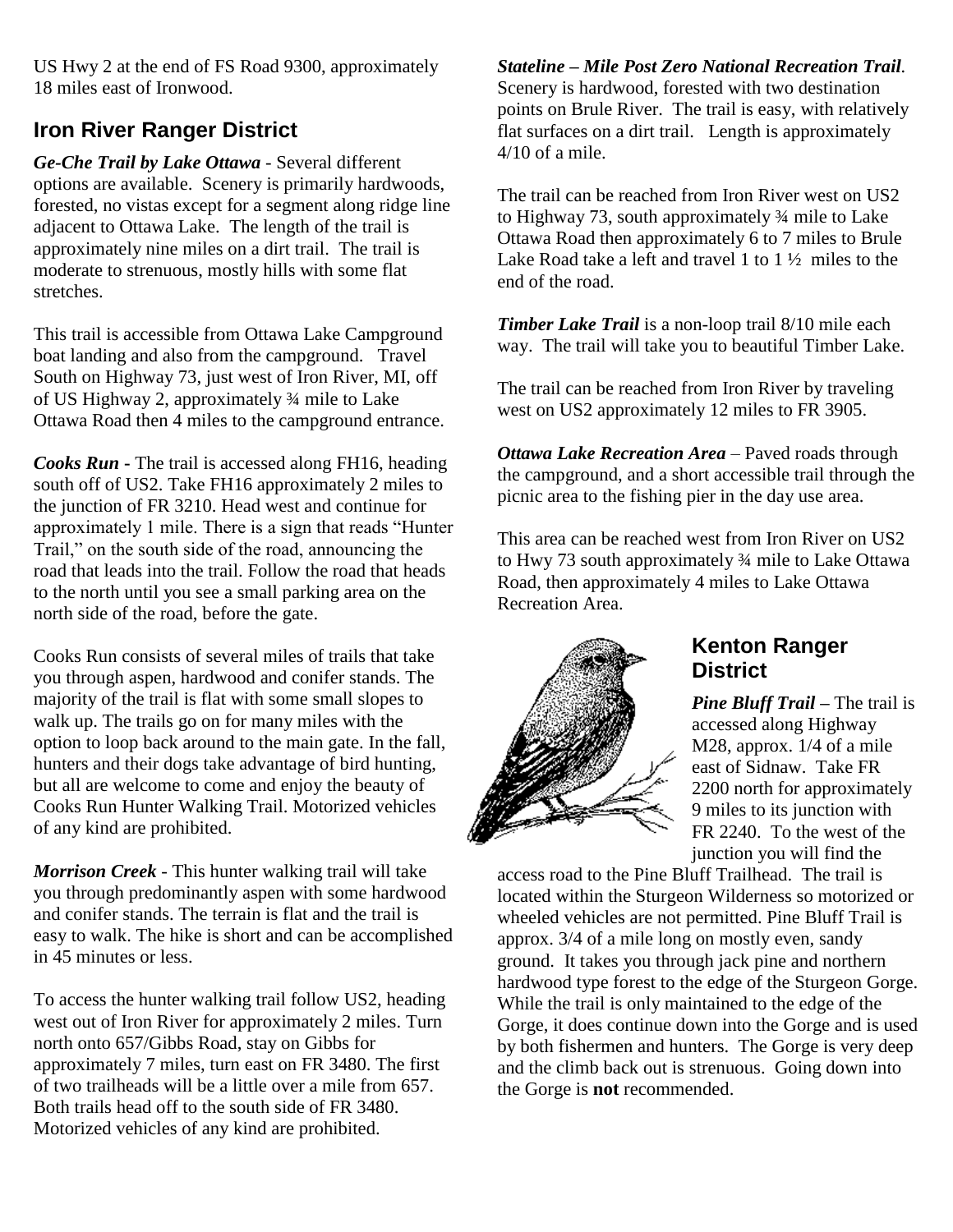US Hwy 2 at the end of FS Road 9300, approximately 18 miles east of Ironwood.

## Iron River Ranger District

***Ge-Che Trail by Lake Ottawa*** - Several different options are available. Scenery is primarily hardwoods, forested, no vistas except for a segment along ridge line adjacent to Ottawa Lake. The length of the trail is approximately nine miles on a dirt trail. The trail is moderate to strenuous, mostly hills with some flat stretches.

This trail is accessible from Ottawa Lake Campground boat landing and also from the campground. Travel South on Highway 73, just west of Iron River, MI, off of US Highway 2, approximately ¾ mile to Lake Ottawa Road then 4 miles to the campground entrance.

***Cooks Run*** - The trail is accessed along FH16, heading south off of US2. Take FH16 approximately 2 miles to the junction of FR 3210. Head west and continue for approximately 1 mile. There is a sign that reads "Hunter Trail," on the south side of the road, announcing the road that leads into the trail. Follow the road that heads to the north until you see a small parking area on the north side of the road, before the gate.

Cooks Run consists of several miles of trails that take you through aspen, hardwood and conifer stands. The majority of the trail is flat with some small slopes to walk up. The trails go on for many miles with the option to loop back around to the main gate. In the fall, hunters and their dogs take advantage of bird hunting, but all are welcome to come and enjoy the beauty of Cooks Run Hunter Walking Trail. Motorized vehicles of any kind are prohibited.

***Morrison Creek*** - This hunter walking trail will take you through predominantly aspen with some hardwood and conifer stands. The terrain is flat and the trail is easy to walk. The hike is short and can be accomplished in 45 minutes or less.

To access the hunter walking trail follow US2, heading west out of Iron River for approximately 2 miles. Turn north onto 657/Gibbs Road, stay on Gibbs for approximately 7 miles, turn east on FR 3480. The first of two trailheads will be a little over a mile from 657. Both trails head off to the south side of FR 3480. Motorized vehicles of any kind are prohibited.

***Stateline – Mile Post Zero National Recreation Trail***. Scenery is hardwood, forested with two destination points on Brule River. The trail is easy, with relatively flat surfaces on a dirt trail. Length is approximately 4/10 of a mile.

The trail can be reached from Iron River west on US2 to Highway 73, south approximately ¾ mile to Lake Ottawa Road then approximately 6 to 7 miles to Brule Lake Road take a left and travel 1 to 1 ½ miles to the end of the road.

***Timber Lake Trail*** is a non-loop trail 8/10 mile each way. The trail will take you to beautiful Timber Lake.

The trail can be reached from Iron River by traveling west on US2 approximately 12 miles to FR 3905.

***Ottawa Lake Recreation Area*** – Paved roads through the campground, and a short accessible trail through the picnic area to the fishing pier in the day use area.

This area can be reached west from Iron River on US2 to Hwy 73 south approximately ¾ mile to Lake Ottawa Road, then approximately 4 miles to Lake Ottawa Recreation Area.

## Kenton Ranger District

***Pine Bluff Trail*** – The trail is accessed along Highway M28, approx. 1/4 of a mile east of Sidnaw. Take FR 2200 north for approximately 9 miles to its junction with FR 2240. To the west of the junction you will find the access road to the Pine Bluff Trailhead. The trail is located within the Sturgeon Wilderness so motorized or wheeled vehicles are not permitted. Pine Bluff Trail is approx. 3/4 of a mile long on mostly even, sandy ground. It takes you through jack pine and northern hardwood type forest to the edge of the Sturgeon Gorge. While the trail is only maintained to the edge of the Gorge, it does continue down into the Gorge and is used by both fishermen and hunters. The Gorge is very deep and the climb back out is strenuous. Going down into the Gorge is **not** recommended.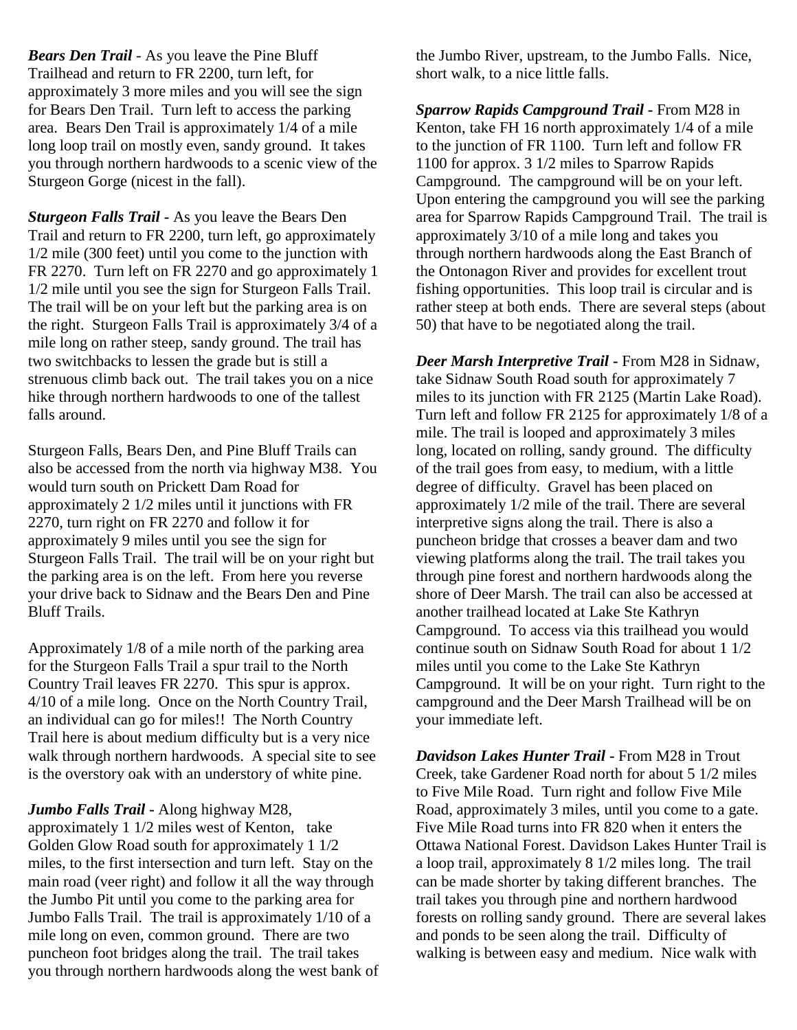***Bears Den Trail*** - As you leave the Pine Bluff Trailhead and return to FR 2200, turn left, for approximately 3 more miles and you will see the sign for Bears Den Trail. Turn left to access the parking area. Bears Den Trail is approximately 1/4 of a mile long loop trail on mostly even, sandy ground. It takes you through northern hardwoods to a scenic view of the Sturgeon Gorge (nicest in the fall).

***Sturgeon Falls Trail*** - As you leave the Bears Den Trail and return to FR 2200, turn left, go approximately 1/2 mile (300 feet) until you come to the junction with FR 2270. Turn left on FR 2270 and go approximately 1 1/2 mile until you see the sign for Sturgeon Falls Trail. The trail will be on your left but the parking area is on the right. Sturgeon Falls Trail is approximately 3/4 of a mile long on rather steep, sandy ground. The trail has two switchbacks to lessen the grade but is still a strenuous climb back out. The trail takes you on a nice hike through northern hardwoods to one of the tallest falls around.

Sturgeon Falls, Bears Den, and Pine Bluff Trails can also be accessed from the north via highway M38. You would turn south on Prickett Dam Road for approximately 2 1/2 miles until it junctions with FR 2270, turn right on FR 2270 and follow it for approximately 9 miles until you see the sign for Sturgeon Falls Trail. The trail will be on your right but the parking area is on the left. From here you reverse your drive back to Sidnaw and the Bears Den and Pine Bluff Trails.

Approximately 1/8 of a mile north of the parking area for the Sturgeon Falls Trail a spur trail to the North Country Trail leaves FR 2270. This spur is approx. 4/10 of a mile long. Once on the North Country Trail, an individual can go for miles!! The North Country Trail here is about medium difficulty but is a very nice walk through northern hardwoods. A special site to see is the overstory oak with an understory of white pine.

***Jumbo Falls Trail*** - Along highway M28, approximately 1 1/2 miles west of Kenton, take Golden Glow Road south for approximately 1 1/2 miles, to the first intersection and turn left. Stay on the main road (veer right) and follow it all the way through the Jumbo Pit until you come to the parking area for Jumbo Falls Trail. The trail is approximately 1/10 of a mile long on even, common ground. There are two puncheon foot bridges along the trail. The trail takes you through northern hardwoods along the west bank of the Jumbo River, upstream, to the Jumbo Falls. Nice, short walk, to a nice little falls.

***Sparrow Rapids Campground Trail*** - From M28 in Kenton, take FH 16 north approximately 1/4 of a mile to the junction of FR 1100. Turn left and follow FR 1100 for approx. 3 1/2 miles to Sparrow Rapids Campground. The campground will be on your left. Upon entering the campground you will see the parking area for Sparrow Rapids Campground Trail. The trail is approximately 3/10 of a mile long and takes you through northern hardwoods along the East Branch of the Ontonagon River and provides for excellent trout fishing opportunities. This loop trail is circular and is rather steep at both ends. There are several steps (about 50) that have to be negotiated along the trail.

***Deer Marsh Interpretive Trail*** - From M28 in Sidnaw, take Sidnaw South Road south for approximately 7 miles to its junction with FR 2125 (Martin Lake Road). Turn left and follow FR 2125 for approximately 1/8 of a mile. The trail is looped and approximately 3 miles long, located on rolling, sandy ground. The difficulty of the trail goes from easy, to medium, with a little degree of difficulty. Gravel has been placed on approximately 1/2 mile of the trail. There are several interpretive signs along the trail. There is also a puncheon bridge that crosses a beaver dam and two viewing platforms along the trail. The trail takes you through pine forest and northern hardwoods along the shore of Deer Marsh. The trail can also be accessed at another trailhead located at Lake Ste Kathryn Campground. To access via this trailhead you would continue south on Sidnaw South Road for about 1 1/2 miles until you come to the Lake Ste Kathryn Campground. It will be on your right. Turn right to the campground and the Deer Marsh Trailhead will be on your immediate left.

***Davidson Lakes Hunter Trail*** - From M28 in Trout Creek, take Gardener Road north for about 5 1/2 miles to Five Mile Road. Turn right and follow Five Mile Road, approximately 3 miles, until you come to a gate. Five Mile Road turns into FR 820 when it enters the Ottawa National Forest. Davidson Lakes Hunter Trail is a loop trail, approximately 8 1/2 miles long. The trail can be made shorter by taking different branches. The trail takes you through pine and northern hardwood forests on rolling sandy ground. There are several lakes and ponds to be seen along the trail. Difficulty of walking is between easy and medium. Nice walk with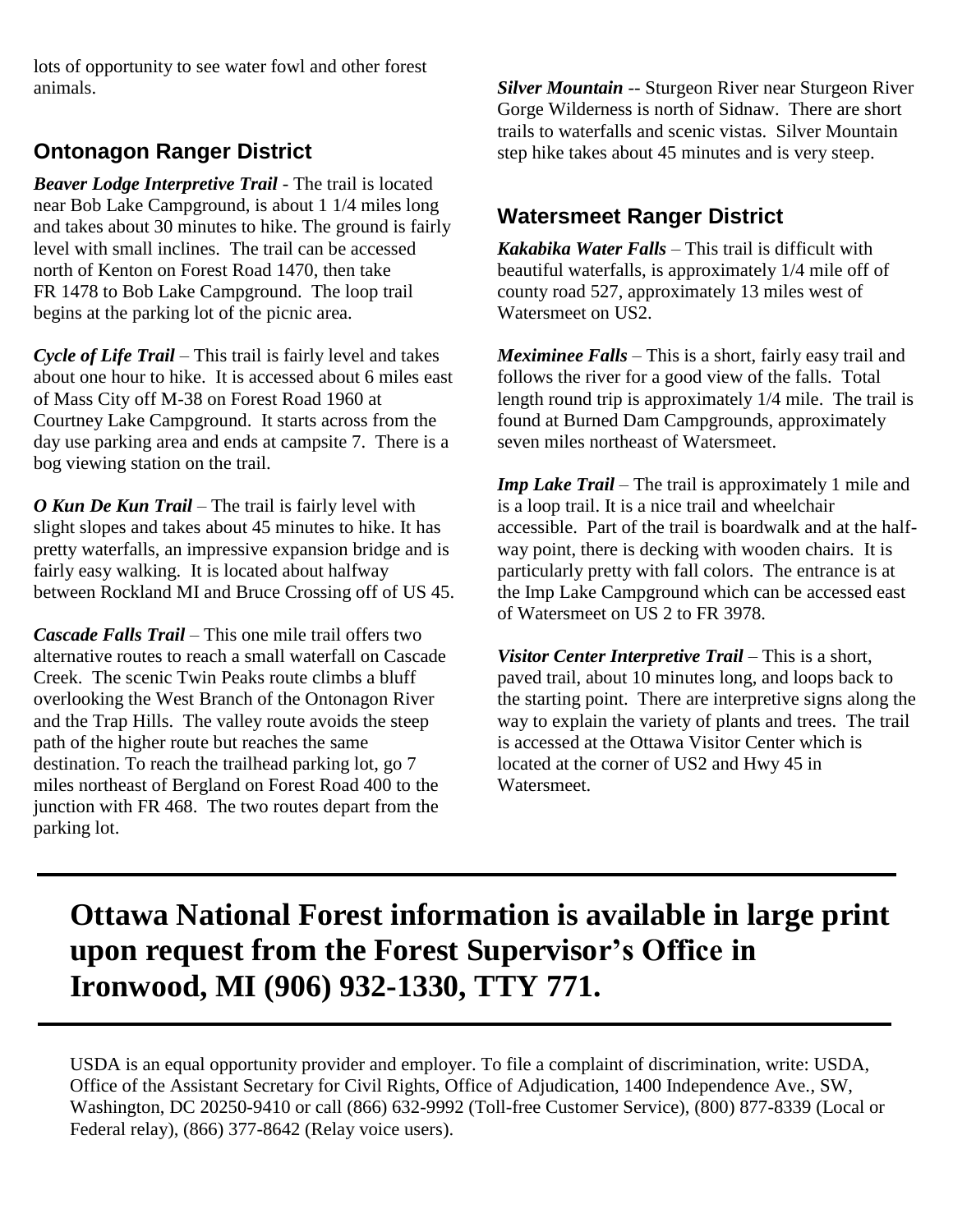lots of opportunity to see water fowl and other forest animals.

## Ontonagon Ranger District

***Beaver Lodge Interpretive Trail*** - The trail is located near Bob Lake Campground, is about 1 1/4 miles long and takes about 30 minutes to hike. The ground is fairly level with small inclines. The trail can be accessed north of Kenton on Forest Road 1470, then take FR 1478 to Bob Lake Campground. The loop trail begins at the parking lot of the picnic area.

***Cycle of Life Trail*** – This trail is fairly level and takes about one hour to hike. It is accessed about 6 miles east of Mass City off M-38 on Forest Road 1960 at Courtney Lake Campground. It starts across from the day use parking area and ends at campsite 7. There is a bog viewing station on the trail.

***O Kun De Kun Trail*** – The trail is fairly level with slight slopes and takes about 45 minutes to hike. It has pretty waterfalls, an impressive expansion bridge and is fairly easy walking. It is located about halfway between Rockland MI and Bruce Crossing off of US 45.

***Cascade Falls Trail*** – This one mile trail offers two alternative routes to reach a small waterfall on Cascade Creek. The scenic Twin Peaks route climbs a bluff overlooking the West Branch of the Ontonagon River and the Trap Hills. The valley route avoids the steep path of the higher route but reaches the same destination. To reach the trailhead parking lot, go 7 miles northeast of Bergland on Forest Road 400 to the junction with FR 468. The two routes depart from the parking lot.

***Silver Mountain*** -- Sturgeon River near Sturgeon River Gorge Wilderness is north of Sidnaw. There are short trails to waterfalls and scenic vistas. Silver Mountain step hike takes about 45 minutes and is very steep.

## Watersmeet Ranger District

***Kakabika Water Falls*** – This trail is difficult with beautiful waterfalls, is approximately 1/4 mile off of county road 527, approximately 13 miles west of Watersmeet on US2.

***Meximinee Falls*** – This is a short, fairly easy trail and follows the river for a good view of the falls. Total length round trip is approximately 1/4 mile. The trail is found at Burned Dam Campgrounds, approximately seven miles northeast of Watersmeet.

***Imp Lake Trail*** – The trail is approximately 1 mile and is a loop trail. It is a nice trail and wheelchair accessible. Part of the trail is boardwalk and at the half-way point, there is decking with wooden chairs. It is particularly pretty with fall colors. The entrance is at the Imp Lake Campground which can be accessed east of Watersmeet on US 2 to FR 3978.

***Visitor Center Interpretive Trail*** – This is a short, paved trail, about 10 minutes long, and loops back to the starting point. There are interpretive signs along the way to explain the variety of plants and trees. The trail is accessed at the Ottawa Visitor Center which is located at the corner of US2 and Hwy 45 in Watersmeet.

---

**Ottawa National Forest information is available in large print upon request from the Forest Supervisor's Office in Ironwood, MI (906) 932-1330, TTY 771.**

---

USDA is an equal opportunity provider and employer. To file a complaint of discrimination, write: USDA, Office of the Assistant Secretary for Civil Rights, Office of Adjudication, 1400 Independence Ave., SW, Washington, DC 20250-9410 or call (866) 632-9992 (Toll-free Customer Service), (800) 877-8339 (Local or Federal relay), (866) 377-8642 (Relay voice users).